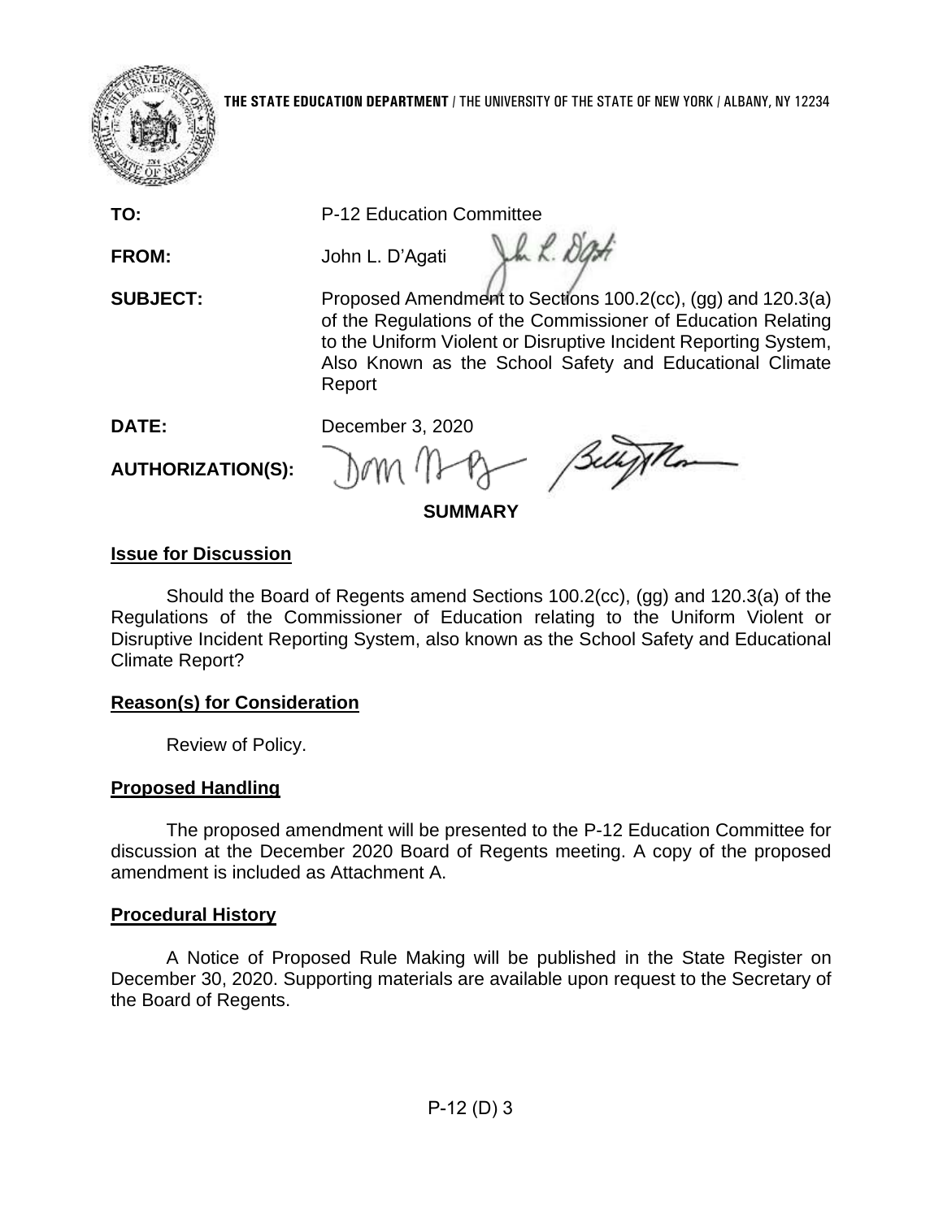**THE STATE EDUCATION DEPARTMENT** / THE UNIVERSITY OF THE STATE OF NEW YORK / ALBANY, NY 12234

**TO:** P-12 Education Committee

**FROM:** John L. D'Agati

**SUBJECT:** Proposed Amendment to Sections 100.2(cc), (gg) and 120.3(a) of the Regulations of the Commissioner of Education Relating to the Uniform Violent or Disruptive Incident Reporting System, Also Known as the School Safety and Educational Climate Report

**DATE:** December 3, 2020

**AUTHORIZATION(S):**

**SUMMARY**

**Issue for Discussion**

Should the Board of Regents amend Sections 100.2(cc), (gg) and 120.3(a) of the Regulations of the Commissioner of Education relating to the Uniform Violent or Disruptive Incident Reporting System, also known as the School Safety and Educational Climate Report?

**Reason(s) for Consideration**

Review of Policy.

**Proposed Handling**

The proposed amendment will be presented to the P-12 Education Committee for discussion at the December 2020 Board of Regents meeting. A copy of the proposed amendment is included as Attachment A.

**Procedural History**

A Notice of Proposed Rule Making will be published in the State Register on December 30, 2020. Supporting materials are available upon request to the Secretary of the Board of Regents.

P-12 (D) 3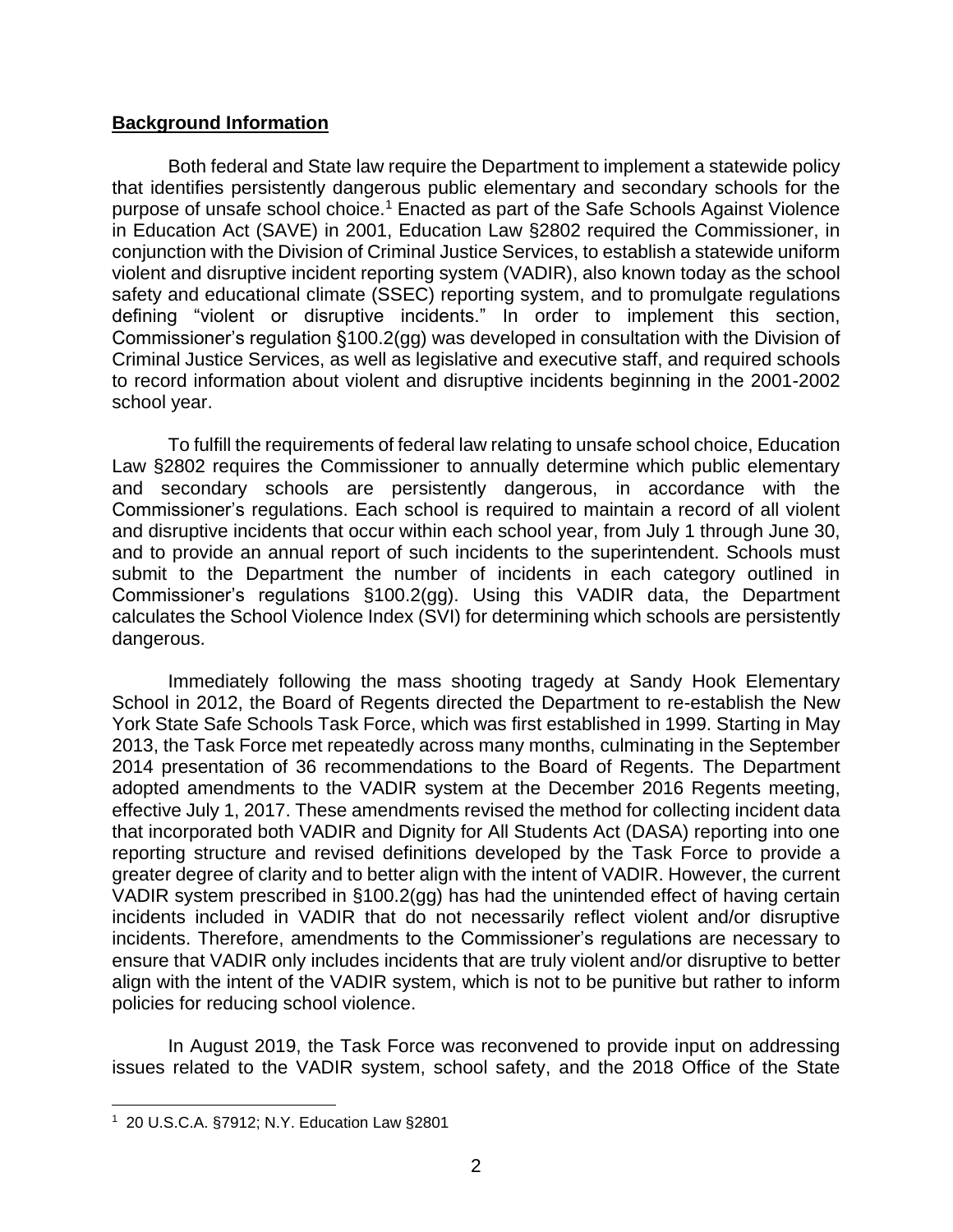**Background Information**

Both federal and State law require the Department to implement a statewide policy that identifies persistently dangerous public elementary and secondary schools for the purpose of unsafe school choice.[1] Enacted as part of the Safe Schools Against Violence in Education Act (SAVE) in 2001, Education Law §2802 required the Commissioner, in conjunction with the Division of Criminal Justice Services, to establish a statewide uniform violent and disruptive incident reporting system (VADIR), also known today as the school safety and educational climate (SSEC) reporting system, and to promulgate regulations defining "violent or disruptive incidents." In order to implement this section, Commissioner's regulation §100.2(gg) was developed in consultation with the Division of Criminal Justice Services, as well as legislative and executive staff, and required schools to record information about violent and disruptive incidents beginning in the 2001-2002 school year.

To fulfill the requirements of federal law relating to unsafe school choice, Education Law §2802 requires the Commissioner to annually determine which public elementary and secondary schools are persistently dangerous, in accordance with the Commissioner's regulations. Each school is required to maintain a record of all violent and disruptive incidents that occur within each school year, from July 1 through June 30, and to provide an annual report of such incidents to the superintendent. Schools must submit to the Department the number of incidents in each category outlined in Commissioner's regulations §100.2(gg). Using this VADIR data, the Department calculates the School Violence Index (SVI) for determining which schools are persistently dangerous.

Immediately following the mass shooting tragedy at Sandy Hook Elementary School in 2012, the Board of Regents directed the Department to re-establish the New York State Safe Schools Task Force, which was first established in 1999. Starting in May 2013, the Task Force met repeatedly across many months, culminating in the September 2014 presentation of 36 recommendations to the Board of Regents. The Department adopted amendments to the VADIR system at the December 2016 Regents meeting, effective July 1, 2017. These amendments revised the method for collecting incident data that incorporated both VADIR and Dignity for All Students Act (DASA) reporting into one reporting structure and revised definitions developed by the Task Force to provide a greater degree of clarity and to better align with the intent of VADIR. However, the current VADIR system prescribed in §100.2(gg) has had the unintended effect of having certain incidents included in VADIR that do not necessarily reflect violent and/or disruptive incidents. Therefore, amendments to the Commissioner's regulations are necessary to ensure that VADIR only includes incidents that are truly violent and/or disruptive to better align with the intent of the VADIR system, which is not to be punitive but rather to inform policies for reducing school violence.

In August 2019, the Task Force was reconvened to provide input on addressing issues related to the VADIR system, school safety, and the 2018 Office of the State

[1] 20 U.S.C.A. §7912; N.Y. Education Law §2801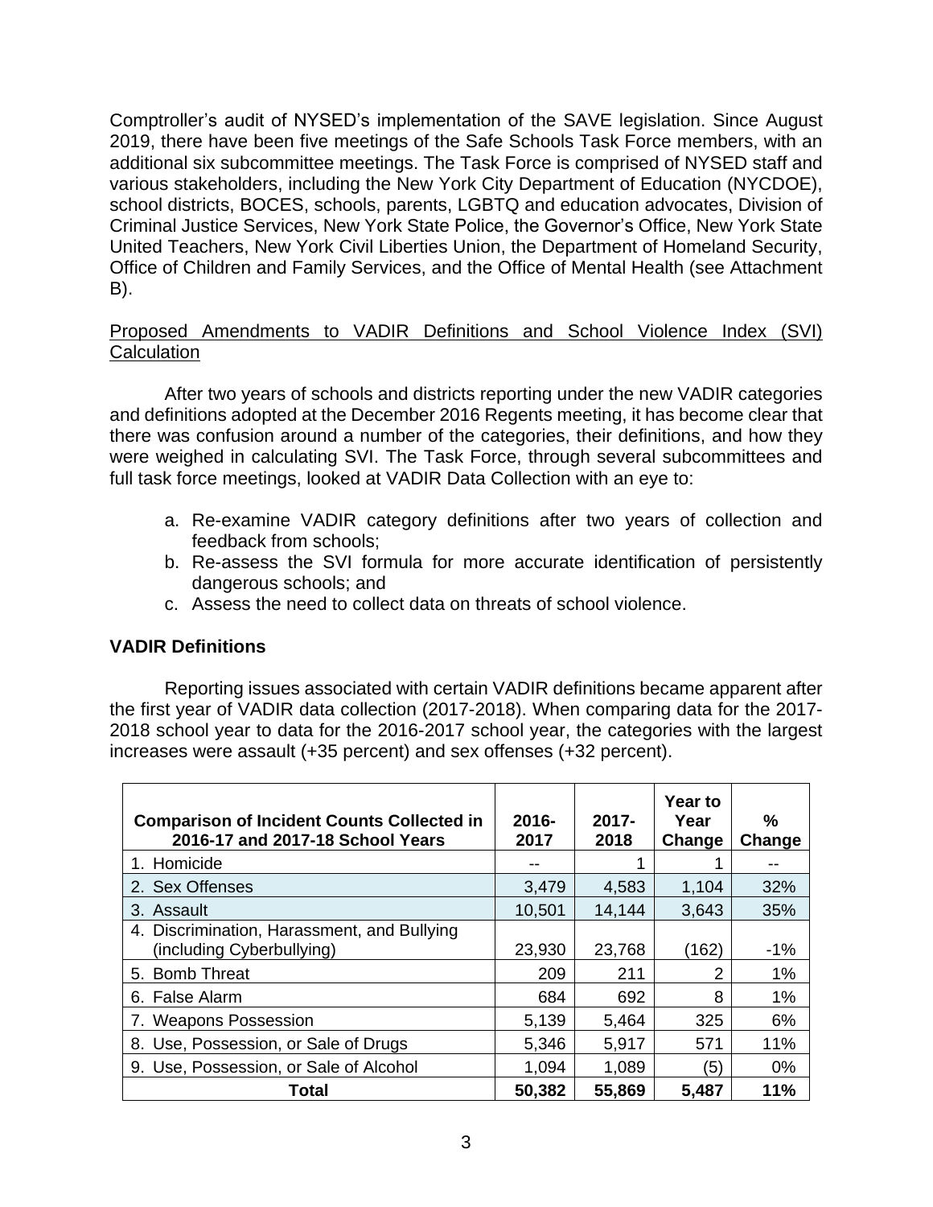Comptroller's audit of NYSED's implementation of the SAVE legislation. Since August 2019, there have been five meetings of the Safe Schools Task Force members, with an additional six subcommittee meetings. The Task Force is comprised of NYSED staff and various stakeholders, including the New York City Department of Education (NYCDOE), school districts, BOCES, schools, parents, LGBTQ and education advocates, Division of Criminal Justice Services, New York State Police, the Governor's Office, New York State United Teachers, New York Civil Liberties Union, the Department of Homeland Security, Office of Children and Family Services, and the Office of Mental Health (see Attachment B).

<u>Proposed Amendments to VADIR Definitions and School Violence Index (SVI) Calculation</u>

After two years of schools and districts reporting under the new VADIR categories and definitions adopted at the December 2016 Regents meeting, it has become clear that there was confusion around a number of the categories, their definitions, and how they were weighed in calculating SVI. The Task Force, through several subcommittees and full task force meetings, looked at VADIR Data Collection with an eye to:

a. Re-examine VADIR category definitions after two years of collection and feedback from schools;
b. Re-assess the SVI formula for more accurate identification of persistently dangerous schools; and
c. Assess the need to collect data on threats of school violence.

**VADIR Definitions**

Reporting issues associated with certain VADIR definitions became apparent after the first year of VADIR data collection (2017-2018). When comparing data for the 2017-2018 school year to data for the 2016-2017 school year, the categories with the largest increases were assault (+35 percent) and sex offenses (+32 percent).

| Comparison of Incident Counts Collected in 2016-17 and 2017-18 School Years | 2016-2017 | 2017-2018 | Year to Year Change | % Change |
|---|---|---|---|---|
| 1. Homicide | -- | 1 | 1 | -- |
| 2. Sex Offenses | 3,479 | 4,583 | 1,104 | 32% |
| 3. Assault | 10,501 | 14,144 | 3,643 | 35% |
| 4. Discrimination, Harassment, and Bullying (including Cyberbullying) | 23,930 | 23,768 | (162) | -1% |
| 5. Bomb Threat | 209 | 211 | 2 | 1% |
| 6. False Alarm | 684 | 692 | 8 | 1% |
| 7. Weapons Possession | 5,139 | 5,464 | 325 | 6% |
| 8. Use, Possession, or Sale of Drugs | 5,346 | 5,917 | 571 | 11% |
| 9. Use, Possession, or Sale of Alcohol | 1,094 | 1,089 | (5) | 0% |
| **Total** | **50,382** | **55,869** | **5,487** | **11%** |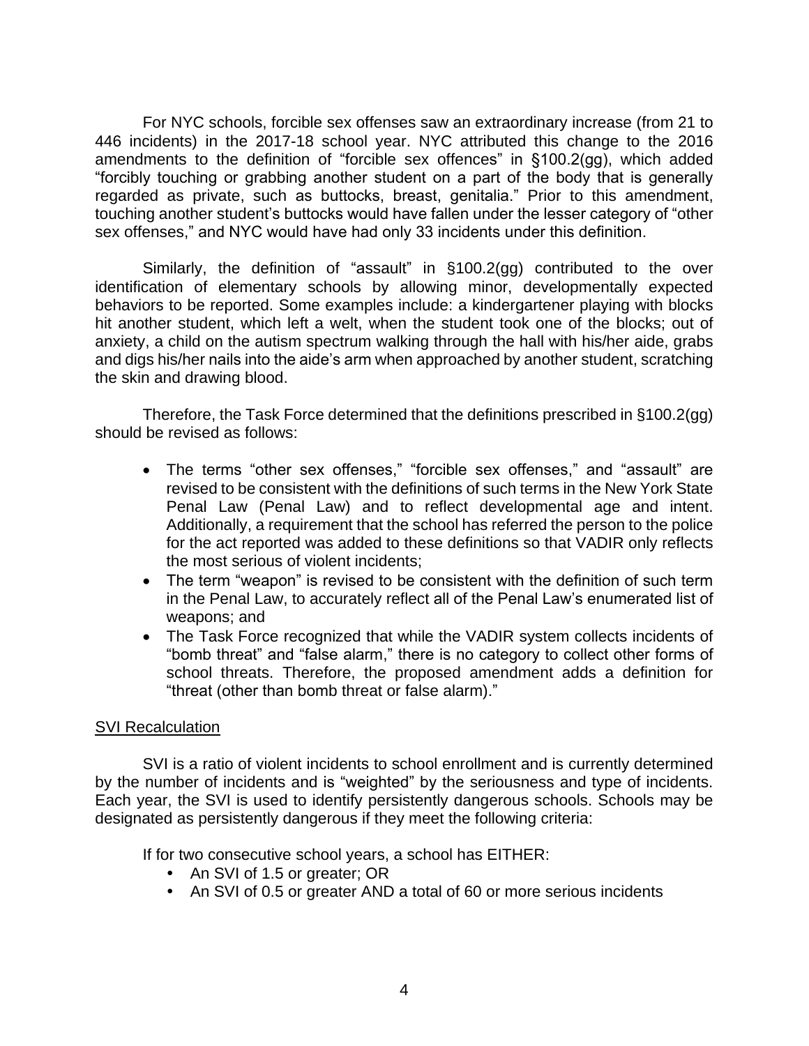For NYC schools, forcible sex offenses saw an extraordinary increase (from 21 to 446 incidents) in the 2017-18 school year. NYC attributed this change to the 2016 amendments to the definition of "forcible sex offences" in §100.2(gg), which added "forcibly touching or grabbing another student on a part of the body that is generally regarded as private, such as buttocks, breast, genitalia." Prior to this amendment, touching another student's buttocks would have fallen under the lesser category of "other sex offenses," and NYC would have had only 33 incidents under this definition.

Similarly, the definition of "assault" in §100.2(gg) contributed to the over identification of elementary schools by allowing minor, developmentally expected behaviors to be reported. Some examples include: a kindergartener playing with blocks hit another student, which left a welt, when the student took one of the blocks; out of anxiety, a child on the autism spectrum walking through the hall with his/her aide, grabs and digs his/her nails into the aide's arm when approached by another student, scratching the skin and drawing blood.

Therefore, the Task Force determined that the definitions prescribed in §100.2(gg) should be revised as follows:

- The terms "other sex offenses," "forcible sex offenses," and "assault" are revised to be consistent with the definitions of such terms in the New York State Penal Law (Penal Law) and to reflect developmental age and intent. Additionally, a requirement that the school has referred the person to the police for the act reported was added to these definitions so that VADIR only reflects the most serious of violent incidents;
- The term "weapon" is revised to be consistent with the definition of such term in the Penal Law, to accurately reflect all of the Penal Law's enumerated list of weapons; and
- The Task Force recognized that while the VADIR system collects incidents of "bomb threat" and "false alarm," there is no category to collect other forms of school threats. Therefore, the proposed amendment adds a definition for "threat (other than bomb threat or false alarm)."

## SVI Recalculation

SVI is a ratio of violent incidents to school enrollment and is currently determined by the number of incidents and is "weighted" by the seriousness and type of incidents. Each year, the SVI is used to identify persistently dangerous schools. Schools may be designated as persistently dangerous if they meet the following criteria:

If for two consecutive school years, a school has EITHER:

- An SVI of 1.5 or greater; OR
- An SVI of 0.5 or greater AND a total of 60 or more serious incidents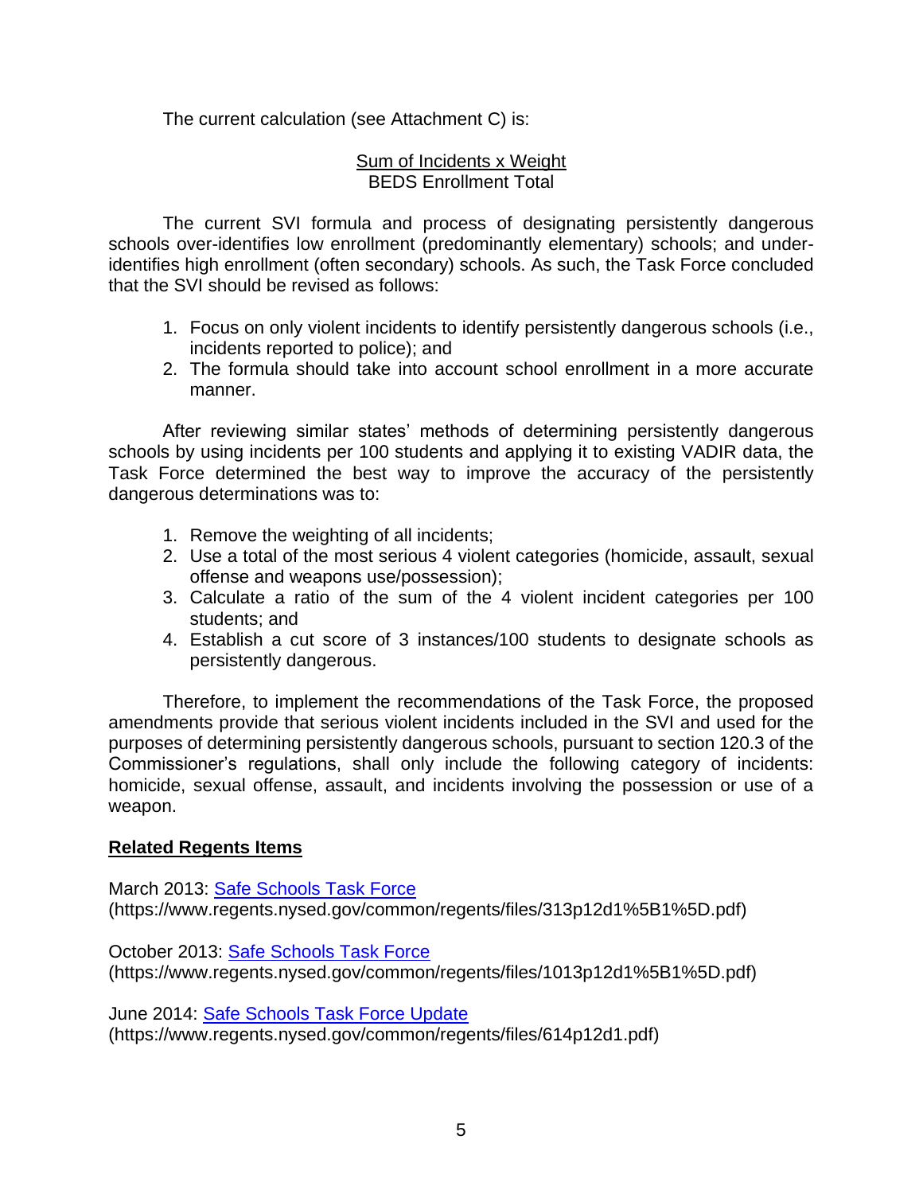The current calculation (see Attachment C) is:

$$\frac{\text{Sum of Incidents x Weight}}{\text{BEDS Enrollment Total}}$$

The current SVI formula and process of designating persistently dangerous schools over-identifies low enrollment (predominantly elementary) schools; and under-identifies high enrollment (often secondary) schools. As such, the Task Force concluded that the SVI should be revised as follows:

1. Focus on only violent incidents to identify persistently dangerous schools (i.e., incidents reported to police); and
2. The formula should take into account school enrollment in a more accurate manner.

After reviewing similar states' methods of determining persistently dangerous schools by using incidents per 100 students and applying it to existing VADIR data, the Task Force determined the best way to improve the accuracy of the persistently dangerous determinations was to:

1. Remove the weighting of all incidents;
2. Use a total of the most serious 4 violent categories (homicide, assault, sexual offense and weapons use/possession);
3. Calculate a ratio of the sum of the 4 violent incident categories per 100 students; and
4. Establish a cut score of 3 instances/100 students to designate schools as persistently dangerous.

Therefore, to implement the recommendations of the Task Force, the proposed amendments provide that serious violent incidents included in the SVI and used for the purposes of determining persistently dangerous schools, pursuant to section 120.3 of the Commissioner's regulations, shall only include the following category of incidents: homicide, sexual offense, assault, and incidents involving the possession or use of a weapon.

**Related Regents Items**

March 2013: [Safe Schools Task Force](https://www.regents.nysed.gov/common/regents/files/313p12d1%5B1%5D.pdf)
(https://www.regents.nysed.gov/common/regents/files/313p12d1%5B1%5D.pdf)

October 2013: [Safe Schools Task Force](https://www.regents.nysed.gov/common/regents/files/1013p12d1%5B1%5D.pdf)
(https://www.regents.nysed.gov/common/regents/files/1013p12d1%5B1%5D.pdf)

June 2014: [Safe Schools Task Force Update](https://www.regents.nysed.gov/common/regents/files/614p12d1.pdf)
(https://www.regents.nysed.gov/common/regents/files/614p12d1.pdf)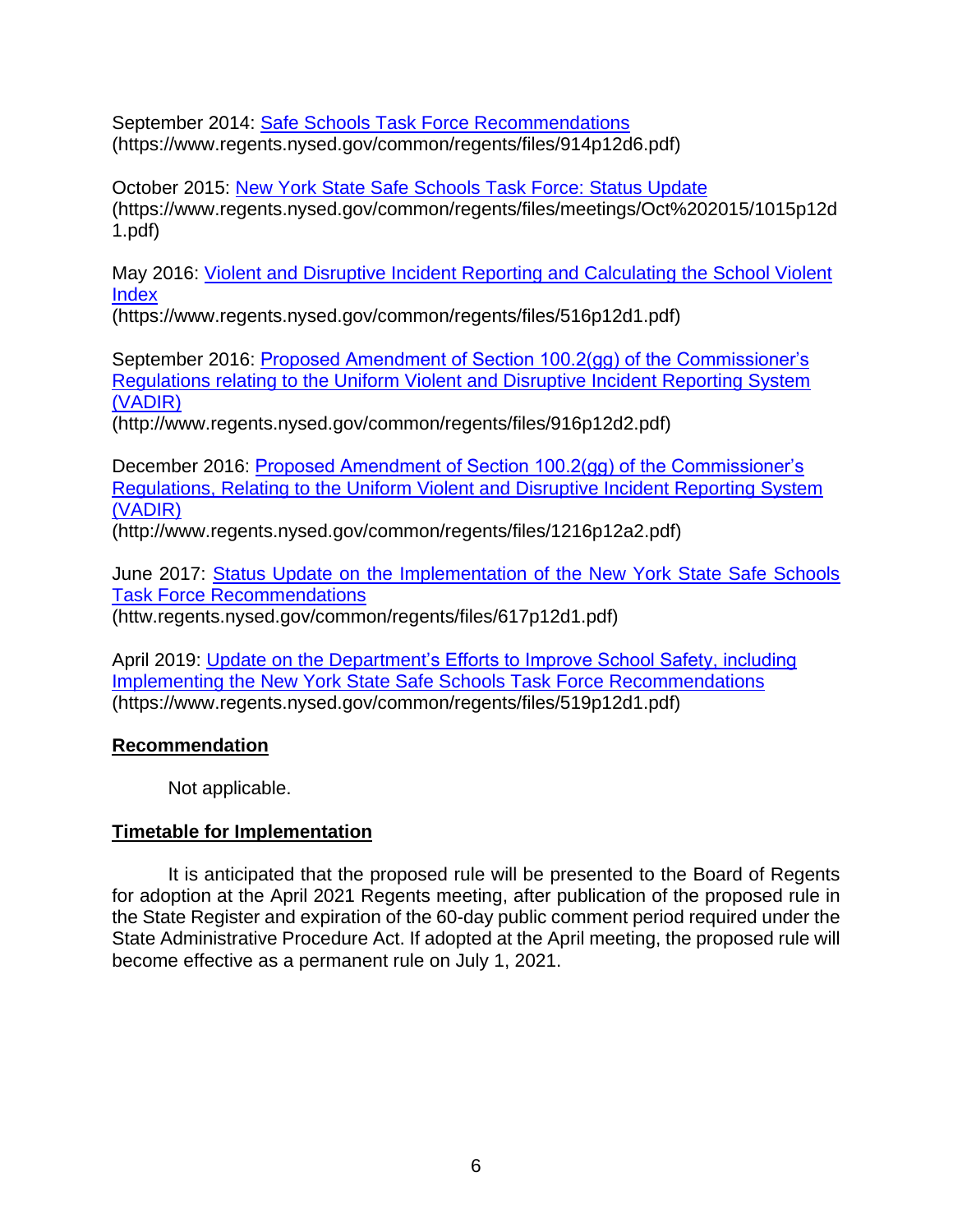September 2014: [Safe Schools Task Force Recommendations](https://www.regents.nysed.gov/common/regents/files/914p12d6.pdf)
(https://www.regents.nysed.gov/common/regents/files/914p12d6.pdf)

October 2015: [New York State Safe Schools Task Force: Status Update](https://www.regents.nysed.gov/common/regents/files/meetings/Oct%202015/1015p12d1.pdf)
(https://www.regents.nysed.gov/common/regents/files/meetings/Oct%202015/1015p12d1.pdf)

May 2016: [Violent and Disruptive Incident Reporting and Calculating the School Violent Index](https://www.regents.nysed.gov/common/regents/files/516p12d1.pdf)
(https://www.regents.nysed.gov/common/regents/files/516p12d1.pdf)

September 2016: [Proposed Amendment of Section 100.2(gg) of the Commissioner's Regulations relating to the Uniform Violent and Disruptive Incident Reporting System (VADIR)](http://www.regents.nysed.gov/common/regents/files/916p12d2.pdf)
(http://www.regents.nysed.gov/common/regents/files/916p12d2.pdf)

December 2016: [Proposed Amendment of Section 100.2(gg) of the Commissioner's Regulations, Relating to the Uniform Violent and Disruptive Incident Reporting System (VADIR)](http://www.regents.nysed.gov/common/regents/files/1216p12a2.pdf)
(http://www.regents.nysed.gov/common/regents/files/1216p12a2.pdf)

June 2017: [Status Update on the Implementation of the New York State Safe Schools Task Force Recommendations](httw.regents.nysed.gov/common/regents/files/617p12d1.pdf)
(httw.regents.nysed.gov/common/regents/files/617p12d1.pdf)

April 2019: [Update on the Department's Efforts to Improve School Safety, including Implementing the New York State Safe Schools Task Force Recommendations](https://www.regents.nysed.gov/common/regents/files/519p12d1.pdf)
(https://www.regents.nysed.gov/common/regents/files/519p12d1.pdf)

**Recommendation**

Not applicable.

**Timetable for Implementation**

It is anticipated that the proposed rule will be presented to the Board of Regents for adoption at the April 2021 Regents meeting, after publication of the proposed rule in the State Register and expiration of the 60-day public comment period required under the State Administrative Procedure Act. If adopted at the April meeting, the proposed rule will become effective as a permanent rule on July 1, 2021.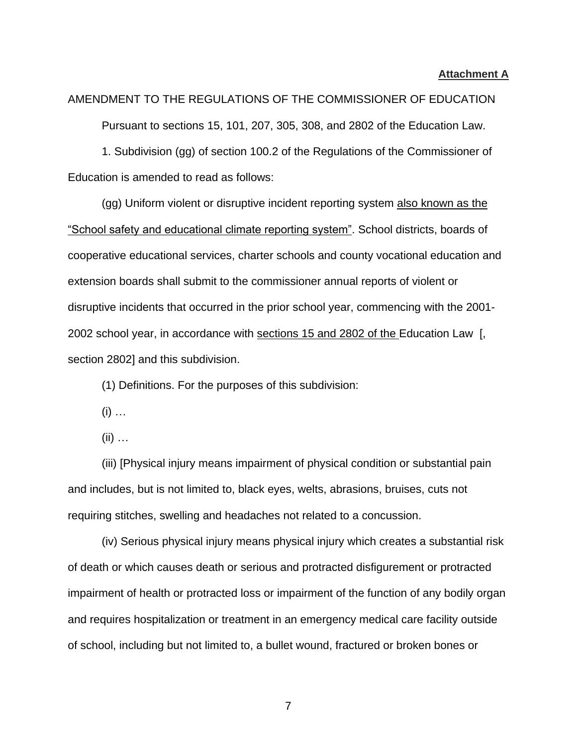**Attachment A**

AMENDMENT TO THE REGULATIONS OF THE COMMISSIONER OF EDUCATION

Pursuant to sections 15, 101, 207, 305, 308, and 2802 of the Education Law.

1. Subdivision (gg) of section 100.2 of the Regulations of the Commissioner of Education is amended to read as follows:

(gg) Uniform violent or disruptive incident reporting system <u>also known as the "School safety and educational climate reporting system"</u>. School districts, boards of cooperative educational services, charter schools and county vocational education and extension boards shall submit to the commissioner annual reports of violent or disruptive incidents that occurred in the prior school year, commencing with the 2001-2002 school year, in accordance with <u>sections 15 and 2802 of the </u>Education Law [, section 2802] and this subdivision.

(1) Definitions. For the purposes of this subdivision:

(i) …

(ii) …

(iii) [Physical injury means impairment of physical condition or substantial pain and includes, but is not limited to, black eyes, welts, abrasions, bruises, cuts not requiring stitches, swelling and headaches not related to a concussion.

(iv) Serious physical injury means physical injury which creates a substantial risk of death or which causes death or serious and protracted disfigurement or protracted impairment of health or protracted loss or impairment of the function of any bodily organ and requires hospitalization or treatment in an emergency medical care facility outside of school, including but not limited to, a bullet wound, fractured or broken bones or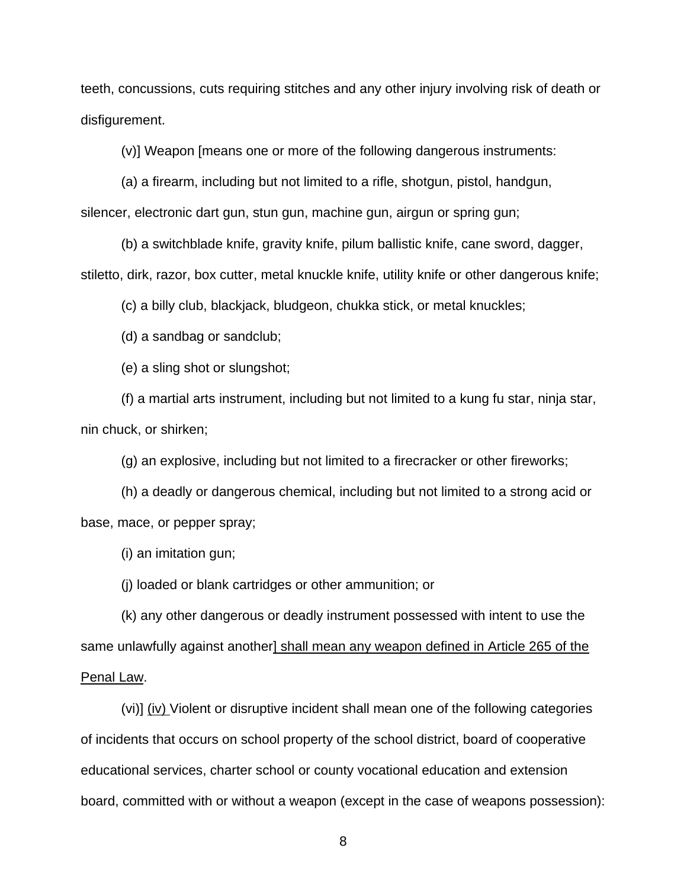teeth, concussions, cuts requiring stitches and any other injury involving risk of death or disfigurement.

(v)] Weapon [means one or more of the following dangerous instruments:

(a) a firearm, including but not limited to a rifle, shotgun, pistol, handgun, silencer, electronic dart gun, stun gun, machine gun, airgun or spring gun;

(b) a switchblade knife, gravity knife, pilum ballistic knife, cane sword, dagger, stiletto, dirk, razor, box cutter, metal knuckle knife, utility knife or other dangerous knife;

(c) a billy club, blackjack, bludgeon, chukka stick, or metal knuckles;

(d) a sandbag or sandclub;

(e) a sling shot or slungshot;

(f) a martial arts instrument, including but not limited to a kung fu star, ninja star, nin chuck, or shirken;

(g) an explosive, including but not limited to a firecracker or other fireworks;

(h) a deadly or dangerous chemical, including but not limited to a strong acid or base, mace, or pepper spray;

(i) an imitation gun;

(j) loaded or blank cartridges or other ammunition; or

(k) any other dangerous or deadly instrument possessed with intent to use the same unlawfully against another] <u>shall mean any weapon defined in Article 265 of the Penal Law</u>.

(vi)] <u>(iv)</u> Violent or disruptive incident shall mean one of the following categories of incidents that occurs on school property of the school district, board of cooperative educational services, charter school or county vocational education and extension board, committed with or without a weapon (except in the case of weapons possession):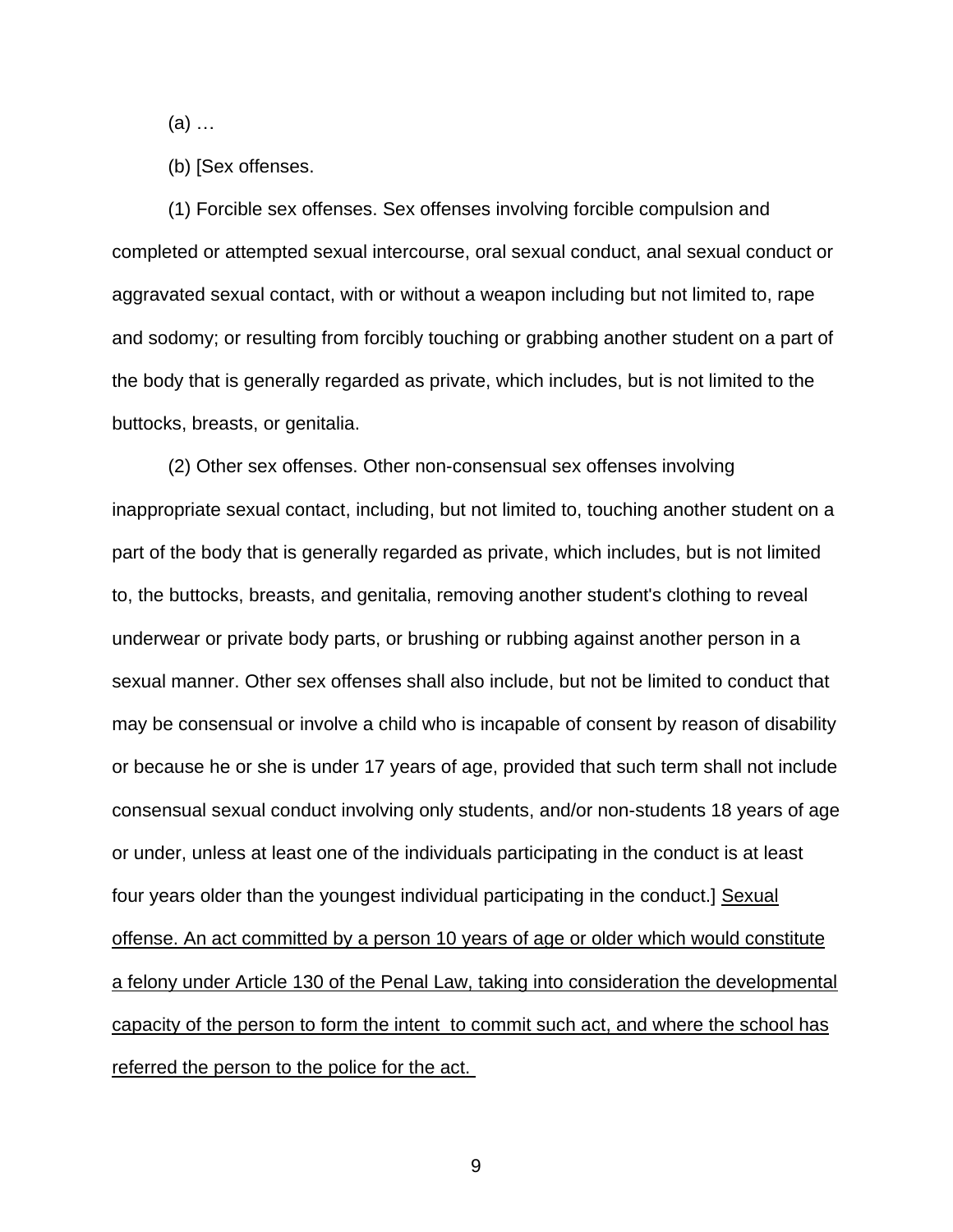(a) …

(b) [Sex offenses.

(1) Forcible sex offenses. Sex offenses involving forcible compulsion and completed or attempted sexual intercourse, oral sexual conduct, anal sexual conduct or aggravated sexual contact, with or without a weapon including but not limited to, rape and sodomy; or resulting from forcibly touching or grabbing another student on a part of the body that is generally regarded as private, which includes, but is not limited to the buttocks, breasts, or genitalia.

(2) Other sex offenses. Other non-consensual sex offenses involving inappropriate sexual contact, including, but not limited to, touching another student on a part of the body that is generally regarded as private, which includes, but is not limited to, the buttocks, breasts, and genitalia, removing another student's clothing to reveal underwear or private body parts, or brushing or rubbing against another person in a sexual manner. Other sex offenses shall also include, but not be limited to conduct that may be consensual or involve a child who is incapable of consent by reason of disability or because he or she is under 17 years of age, provided that such term shall not include consensual sexual conduct involving only students, and/or non-students 18 years of age or under, unless at least one of the individuals participating in the conduct is at least four years older than the youngest individual participating in the conduct.] <u>Sexual offense. An act committed by a person 10 years of age or older which would constitute a felony under Article 130 of the Penal Law, taking into consideration the developmental capacity of the person to form the intent to commit such act, and where the school has referred the person to the police for the act.</u>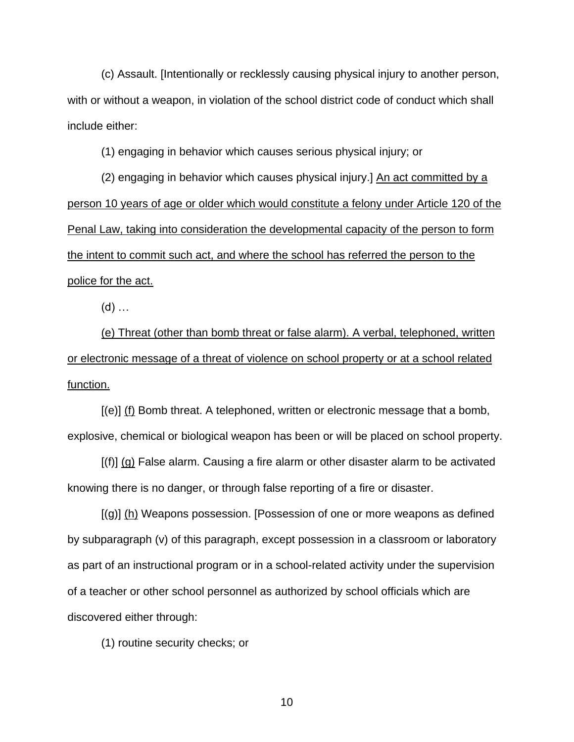(c) Assault. [Intentionally or recklessly causing physical injury to another person, with or without a weapon, in violation of the school district code of conduct which shall include either:

(1) engaging in behavior which causes serious physical injury; or

(2) engaging in behavior which causes physical injury.] <u>An act committed by a person 10 years of age or older which would constitute a felony under Article 120 of the Penal Law, taking into consideration the developmental capacity of the person to form the intent to commit such act, and where the school has referred the person to the police for the act.</u>

(d) …

<u>(e) Threat (other than bomb threat or false alarm). A verbal, telephoned, written or electronic message of a threat of violence on school property or at a school related function.</u>

[(e)] <u>(f)</u> Bomb threat. A telephoned, written or electronic message that a bomb, explosive, chemical or biological weapon has been or will be placed on school property.

[(f)] <u>(g)</u> False alarm. Causing a fire alarm or other disaster alarm to be activated knowing there is no danger, or through false reporting of a fire or disaster.

[(g)] <u>(h)</u> Weapons possession. [Possession of one or more weapons as defined by subparagraph (v) of this paragraph, except possession in a classroom or laboratory as part of an instructional program or in a school-related activity under the supervision of a teacher or other school personnel as authorized by school officials which are discovered either through:

(1) routine security checks; or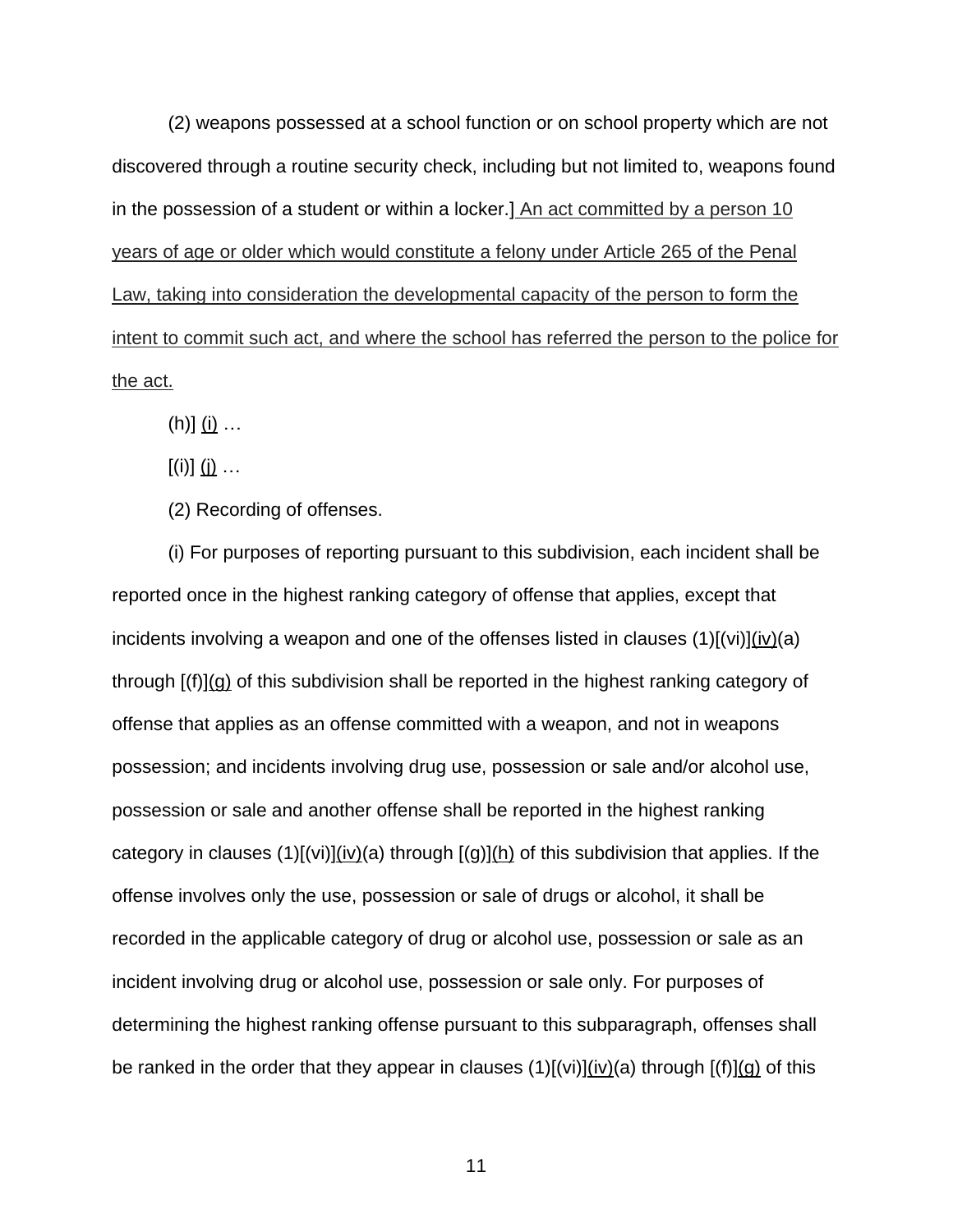(2) weapons possessed at a school function or on school property which are not discovered through a routine security check, including but not limited to, weapons found in the possession of a student or within a locker.] <u>An act committed by a person 10 years of age or older which would constitute a felony under Article 265 of the Penal Law, taking into consideration the developmental capacity of the person to form the intent to commit such act, and where the school has referred the person to the police for the act.</u>

(h)] <u>(i)</u> …

[(i)] <u>(j)</u> …

(2) Recording of offenses.

(i) For purposes of reporting pursuant to this subdivision, each incident shall be reported once in the highest ranking category of offense that applies, except that incidents involving a weapon and one of the offenses listed in clauses (1)[(vi)]<u>(iv)</u>(a) through [(f)]<u>(g)</u> of this subdivision shall be reported in the highest ranking category of offense that applies as an offense committed with a weapon, and not in weapons possession; and incidents involving drug use, possession or sale and/or alcohol use, possession or sale and another offense shall be reported in the highest ranking category in clauses (1)[(vi)]<u>(iv)</u>(a) through [(g)]<u>(h)</u> of this subdivision that applies. If the offense involves only the use, possession or sale of drugs or alcohol, it shall be recorded in the applicable category of drug or alcohol use, possession or sale as an incident involving drug or alcohol use, possession or sale only. For purposes of determining the highest ranking offense pursuant to this subparagraph, offenses shall be ranked in the order that they appear in clauses (1)[(vi)]<u>(iv)</u>(a) through [(f)]<u>(g)</u> of this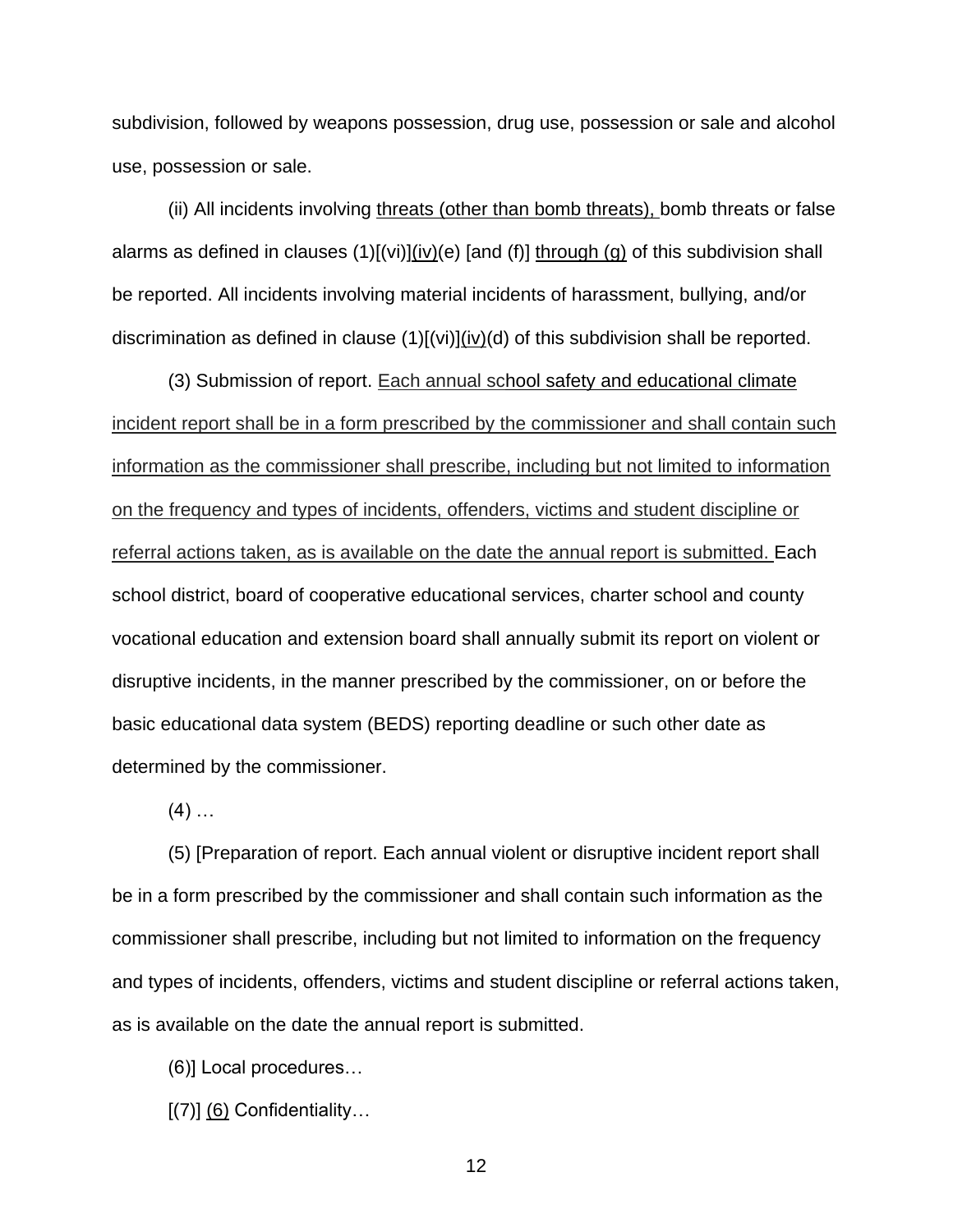subdivision, followed by weapons possession, drug use, possession or sale and alcohol use, possession or sale.

(ii) All incidents involving threats (other than bomb threats), bomb threats or false alarms as defined in clauses (1)[(vi)](iv)(e) [and (f)] through (g) of this subdivision shall be reported. All incidents involving material incidents of harassment, bullying, and/or discrimination as defined in clause (1)[(vi)](iv)(d) of this subdivision shall be reported.

(3) Submission of report. Each annual school safety and educational climate incident report shall be in a form prescribed by the commissioner and shall contain such information as the commissioner shall prescribe, including but not limited to information on the frequency and types of incidents, offenders, victims and student discipline or referral actions taken, as is available on the date the annual report is submitted. Each school district, board of cooperative educational services, charter school and county vocational education and extension board shall annually submit its report on violent or disruptive incidents, in the manner prescribed by the commissioner, on or before the basic educational data system (BEDS) reporting deadline or such other date as determined by the commissioner.

(4) …

(5) [Preparation of report. Each annual violent or disruptive incident report shall be in a form prescribed by the commissioner and shall contain such information as the commissioner shall prescribe, including but not limited to information on the frequency and types of incidents, offenders, victims and student discipline or referral actions taken, as is available on the date the annual report is submitted.

(6)] Local procedures…

[(7)] (6) Confidentiality…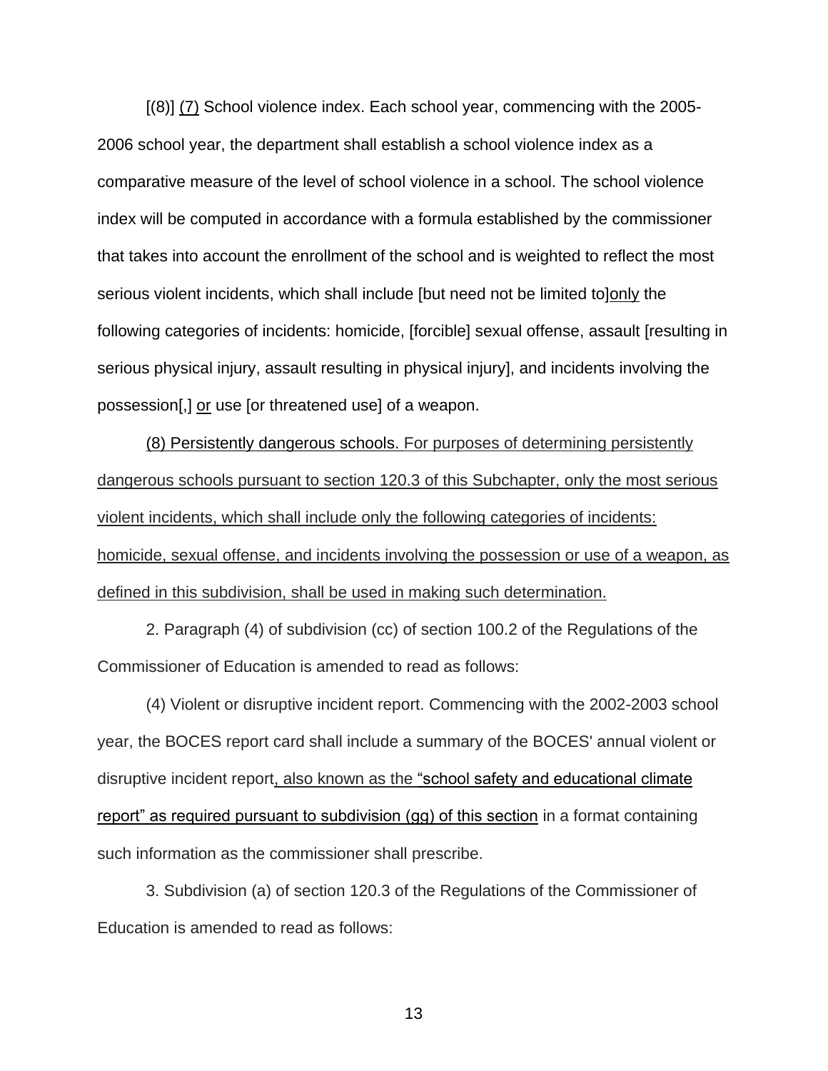[(8)] (7) School violence index. Each school year, commencing with the 2005-2006 school year, the department shall establish a school violence index as a comparative measure of the level of school violence in a school. The school violence index will be computed in accordance with a formula established by the commissioner that takes into account the enrollment of the school and is weighted to reflect the most serious violent incidents, which shall include [but need not be limited to]only the following categories of incidents: homicide, [forcible] sexual offense, assault [resulting in serious physical injury, assault resulting in physical injury], and incidents involving the possession[,] or use [or threatened use] of a weapon.

(8) Persistently dangerous schools. For purposes of determining persistently dangerous schools pursuant to section 120.3 of this Subchapter, only the most serious violent incidents, which shall include only the following categories of incidents: homicide, sexual offense, and incidents involving the possession or use of a weapon, as defined in this subdivision, shall be used in making such determination.

2. Paragraph (4) of subdivision (cc) of section 100.2 of the Regulations of the Commissioner of Education is amended to read as follows:

(4) Violent or disruptive incident report. Commencing with the 2002-2003 school year, the BOCES report card shall include a summary of the BOCES' annual violent or disruptive incident report, also known as the "school safety and educational climate report" as required pursuant to subdivision (gg) of this section in a format containing such information as the commissioner shall prescribe.

3. Subdivision (a) of section 120.3 of the Regulations of the Commissioner of Education is amended to read as follows: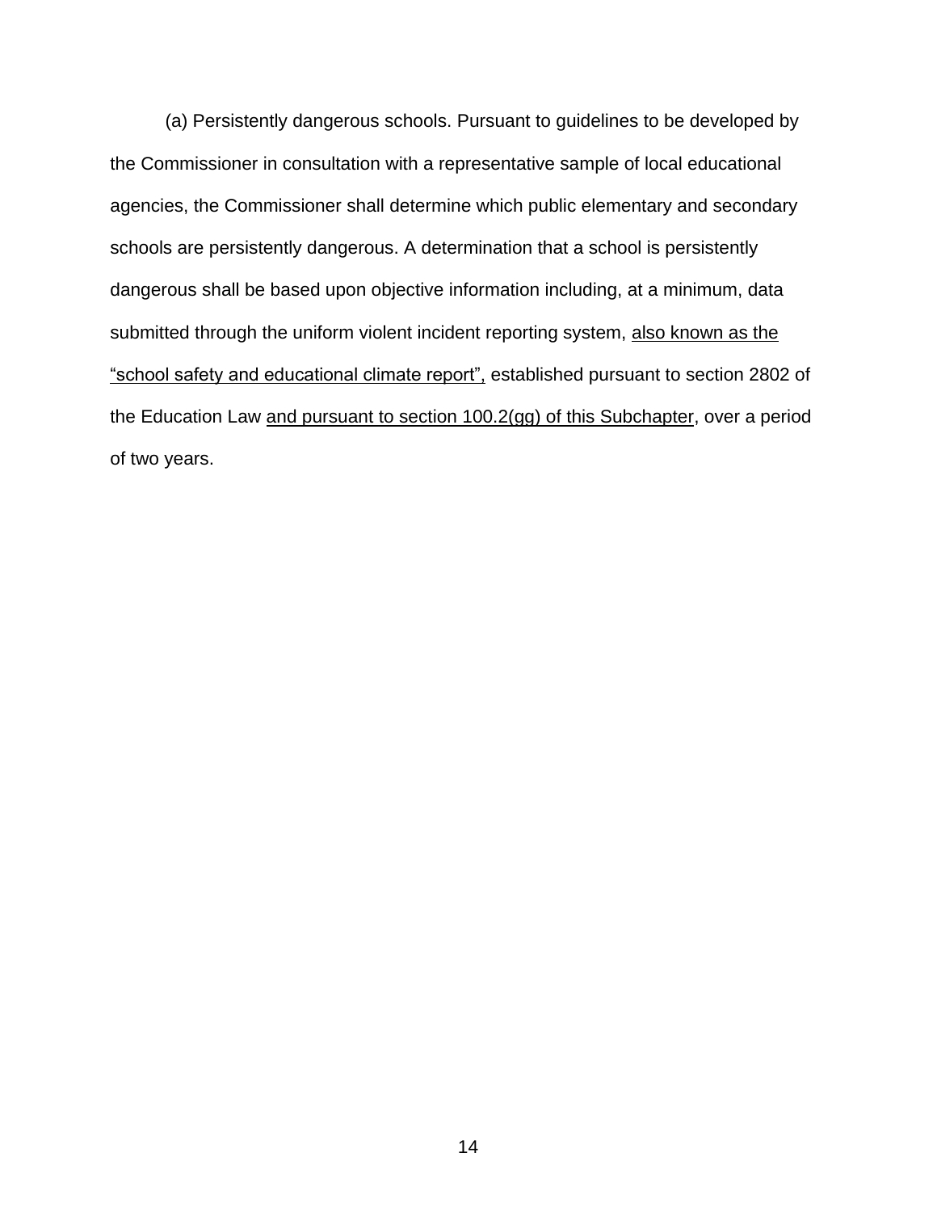(a) Persistently dangerous schools. Pursuant to guidelines to be developed by the Commissioner in consultation with a representative sample of local educational agencies, the Commissioner shall determine which public elementary and secondary schools are persistently dangerous. A determination that a school is persistently dangerous shall be based upon objective information including, at a minimum, data submitted through the uniform violent incident reporting system, <u>also known as the "school safety and educational climate report",</u> established pursuant to section 2802 of the Education Law <u>and pursuant to section 100.2(gg) of this Subchapter</u>, over a period of two years.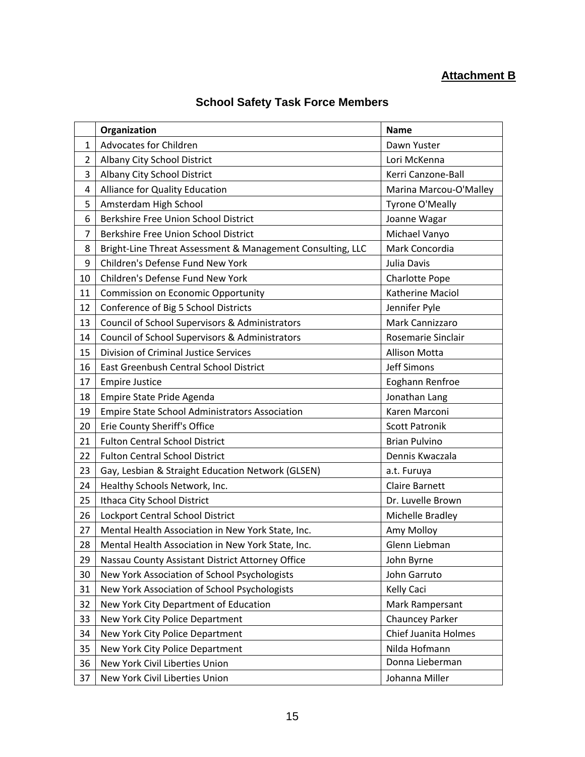**Attachment B**

## School Safety Task Force Members

| | Organization | Name |
|---|---|---|
| 1 | Advocates for Children | Dawn Yuster |
| 2 | Albany City School District | Lori McKenna |
| 3 | Albany City School District | Kerri Canzone-Ball |
| 4 | Alliance for Quality Education | Marina Marcou-O'Malley |
| 5 | Amsterdam High School | Tyrone O'Meally |
| 6 | Berkshire Free Union School District | Joanne Wagar |
| 7 | Berkshire Free Union School District | Michael Vanyo |
| 8 | Bright-Line Threat Assessment & Management Consulting, LLC | Mark Concordia |
| 9 | Children's Defense Fund New York | Julia Davis |
| 10 | Children's Defense Fund New York | Charlotte Pope |
| 11 | Commission on Economic Opportunity | Katherine Maciol |
| 12 | Conference of Big 5 School Districts | Jennifer Pyle |
| 13 | Council of School Supervisors & Administrators | Mark Cannizzaro |
| 14 | Council of School Supervisors & Administrators | Rosemarie Sinclair |
| 15 | Division of Criminal Justice Services | Allison Motta |
| 16 | East Greenbush Central School District | Jeff Simons |
| 17 | Empire Justice | Eoghann Renfroe |
| 18 | Empire State Pride Agenda | Jonathan Lang |
| 19 | Empire State School Administrators Association | Karen Marconi |
| 20 | Erie County Sheriff's Office | Scott Patronik |
| 21 | Fulton Central School District | Brian Pulvino |
| 22 | Fulton Central School District | Dennis Kwaczala |
| 23 | Gay, Lesbian & Straight Education Network (GLSEN) | a.t. Furuya |
| 24 | Healthy Schools Network, Inc. | Claire Barnett |
| 25 | Ithaca City School District | Dr. Luvelle Brown |
| 26 | Lockport Central School District | Michelle Bradley |
| 27 | Mental Health Association in New York State, Inc. | Amy Molloy |
| 28 | Mental Health Association in New York State, Inc. | Glenn Liebman |
| 29 | Nassau County Assistant District Attorney Office | John Byrne |
| 30 | New York Association of School Psychologists | John Garruto |
| 31 | New York Association of School Psychologists | Kelly Caci |
| 32 | New York City Department of Education | Mark Rampersant |
| 33 | New York City Police Department | Chauncey Parker |
| 34 | New York City Police Department | Chief Juanita Holmes |
| 35 | New York City Police Department | Nilda Hofmann |
| 36 | New York Civil Liberties Union | Donna Lieberman |
| 37 | New York Civil Liberties Union | Johanna Miller |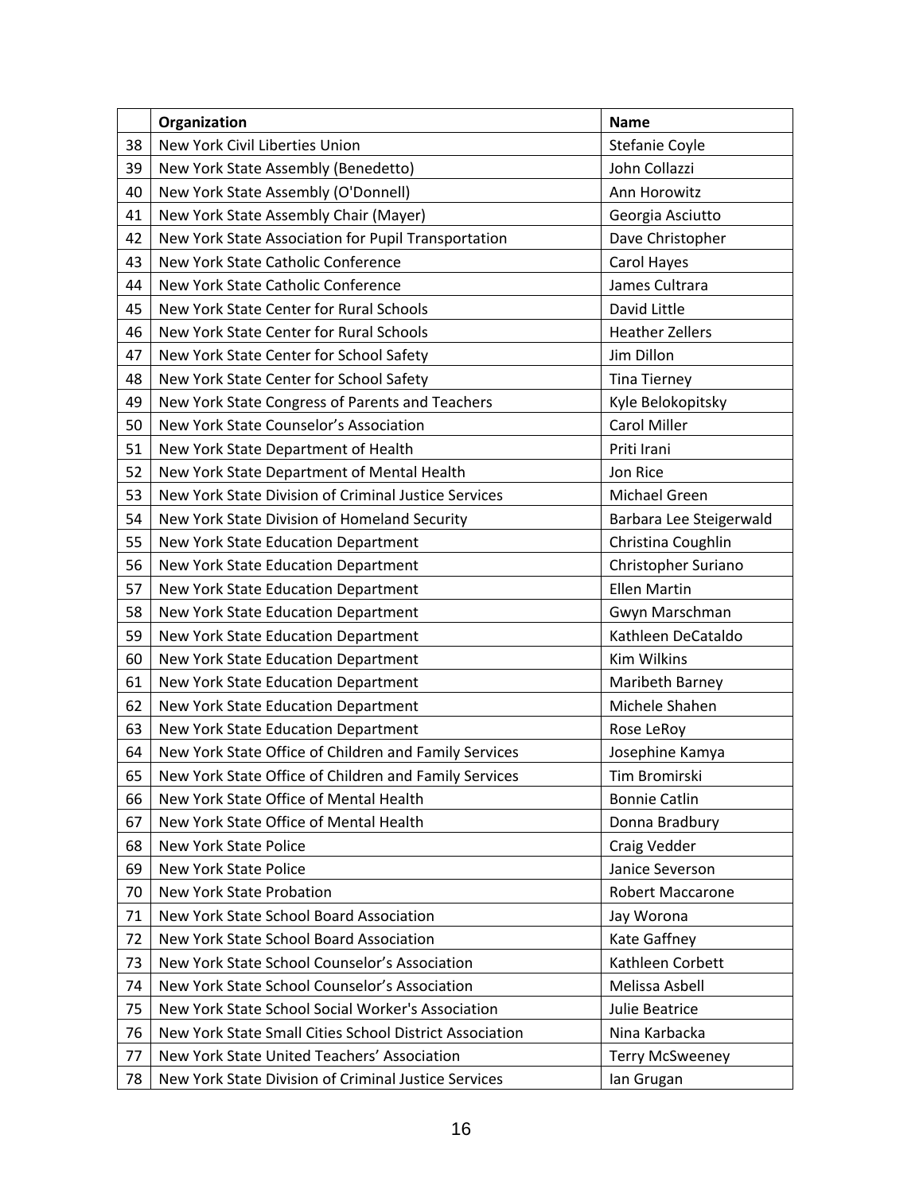| | Organization | Name |
|---|---|---|
| 38 | New York Civil Liberties Union | Stefanie Coyle |
| 39 | New York State Assembly (Benedetto) | John Collazzi |
| 40 | New York State Assembly (O'Donnell) | Ann Horowitz |
| 41 | New York State Assembly Chair (Mayer) | Georgia Asciutto |
| 42 | New York State Association for Pupil Transportation | Dave Christopher |
| 43 | New York State Catholic Conference | Carol Hayes |
| 44 | New York State Catholic Conference | James Cultrara |
| 45 | New York State Center for Rural Schools | David Little |
| 46 | New York State Center for Rural Schools | Heather Zellers |
| 47 | New York State Center for School Safety | Jim Dillon |
| 48 | New York State Center for School Safety | Tina Tierney |
| 49 | New York State Congress of Parents and Teachers | Kyle Belokopitsky |
| 50 | New York State Counselor's Association | Carol Miller |
| 51 | New York State Department of Health | Priti Irani |
| 52 | New York State Department of Mental Health | Jon Rice |
| 53 | New York State Division of Criminal Justice Services | Michael Green |
| 54 | New York State Division of Homeland Security | Barbara Lee Steigerwald |
| 55 | New York State Education Department | Christina Coughlin |
| 56 | New York State Education Department | Christopher Suriano |
| 57 | New York State Education Department | Ellen Martin |
| 58 | New York State Education Department | Gwyn Marschman |
| 59 | New York State Education Department | Kathleen DeCataldo |
| 60 | New York State Education Department | Kim Wilkins |
| 61 | New York State Education Department | Maribeth Barney |
| 62 | New York State Education Department | Michele Shahen |
| 63 | New York State Education Department | Rose LeRoy |
| 64 | New York State Office of Children and Family Services | Josephine Kamya |
| 65 | New York State Office of Children and Family Services | Tim Bromirski |
| 66 | New York State Office of Mental Health | Bonnie Catlin |
| 67 | New York State Office of Mental Health | Donna Bradbury |
| 68 | New York State Police | Craig Vedder |
| 69 | New York State Police | Janice Severson |
| 70 | New York State Probation | Robert Maccarone |
| 71 | New York State School Board Association | Jay Worona |
| 72 | New York State School Board Association | Kate Gaffney |
| 73 | New York State School Counselor's Association | Kathleen Corbett |
| 74 | New York State School Counselor's Association | Melissa Asbell |
| 75 | New York State School Social Worker's Association | Julie Beatrice |
| 76 | New York State Small Cities School District Association | Nina Karbacka |
| 77 | New York State United Teachers' Association | Terry McSweeney |
| 78 | New York State Division of Criminal Justice Services | Ian Grugan |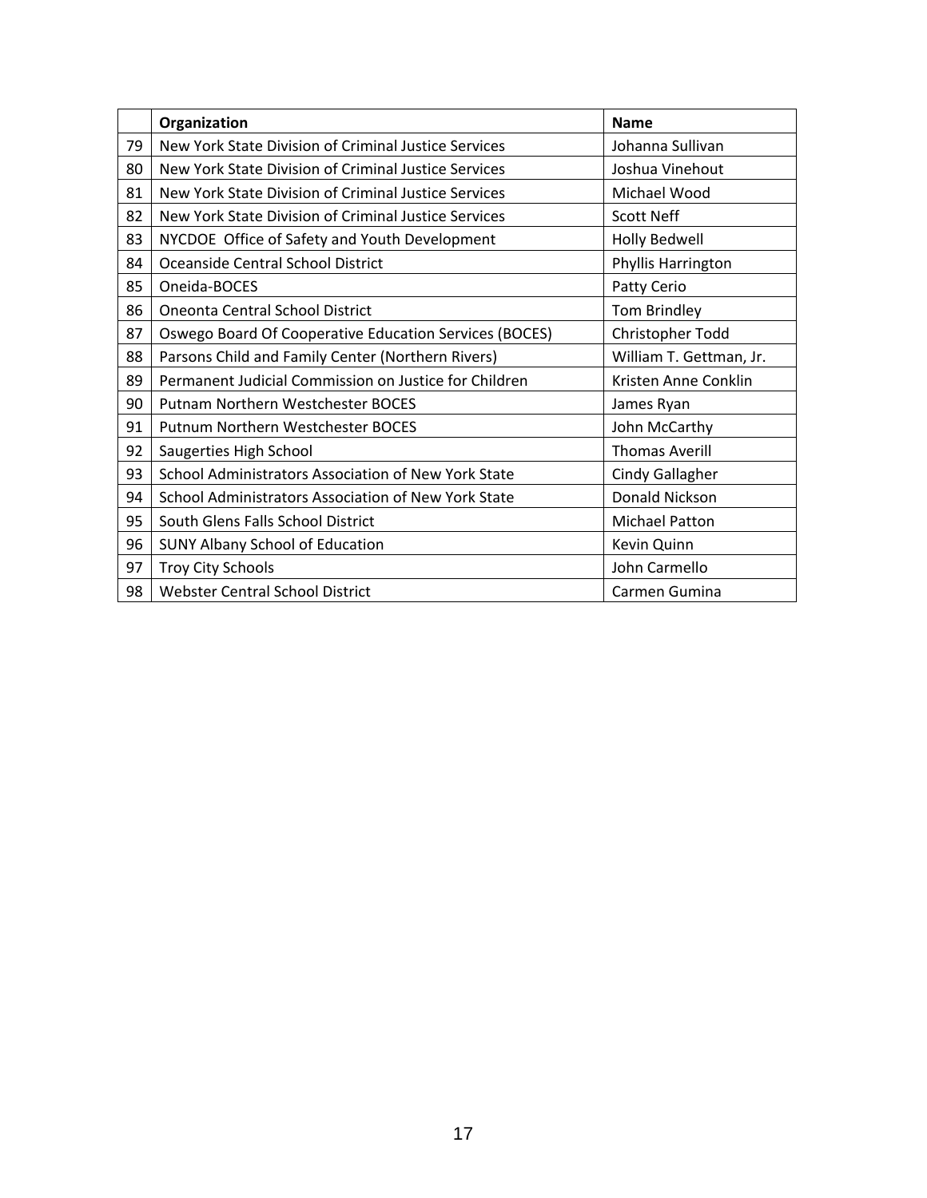| | Organization | Name |
|---|---|---|
| 79 | New York State Division of Criminal Justice Services | Johanna Sullivan |
| 80 | New York State Division of Criminal Justice Services | Joshua Vinehout |
| 81 | New York State Division of Criminal Justice Services | Michael Wood |
| 82 | New York State Division of Criminal Justice Services | Scott Neff |
| 83 | NYCDOE Office of Safety and Youth Development | Holly Bedwell |
| 84 | Oceanside Central School District | Phyllis Harrington |
| 85 | Oneida-BOCES | Patty Cerio |
| 86 | Oneonta Central School District | Tom Brindley |
| 87 | Oswego Board Of Cooperative Education Services (BOCES) | Christopher Todd |
| 88 | Parsons Child and Family Center (Northern Rivers) | William T. Gettman, Jr. |
| 89 | Permanent Judicial Commission on Justice for Children | Kristen Anne Conklin |
| 90 | Putnam Northern Westchester BOCES | James Ryan |
| 91 | Putnum Northern Westchester BOCES | John McCarthy |
| 92 | Saugerties High School | Thomas Averill |
| 93 | School Administrators Association of New York State | Cindy Gallagher |
| 94 | School Administrators Association of New York State | Donald Nickson |
| 95 | South Glens Falls School District | Michael Patton |
| 96 | SUNY Albany School of Education | Kevin Quinn |
| 97 | Troy City Schools | John Carmello |
| 98 | Webster Central School District | Carmen Gumina |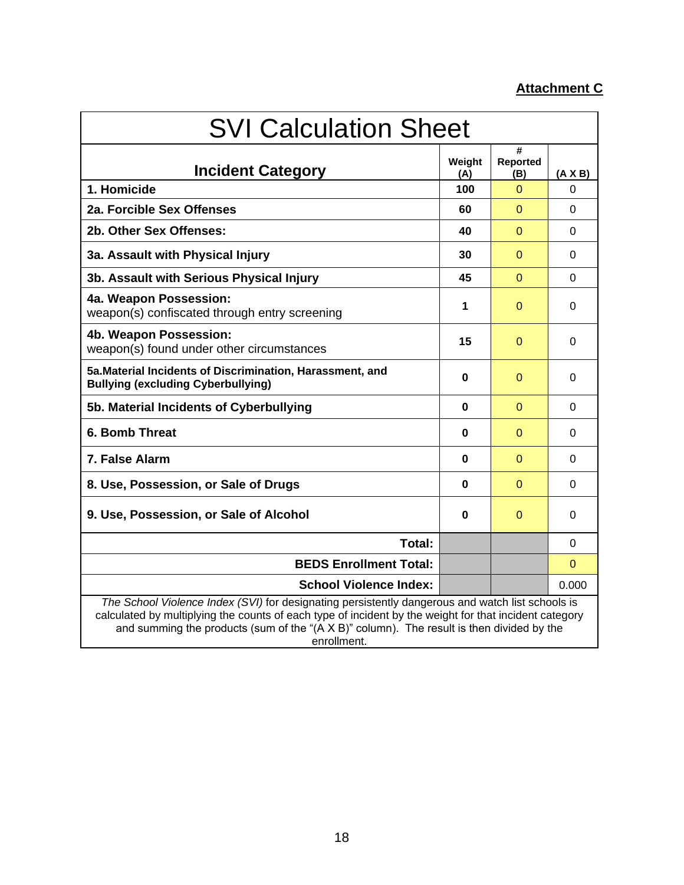**Attachment C**

# SVI Calculation Sheet

| Incident Category | Weight (A) | # Reported (B) | (A X B) |
|---|---|---|---|
| **1. Homicide** | **100** | 0 | 0 |
| **2a. Forcible Sex Offenses** | **60** | 0 | 0 |
| **2b. Other Sex Offenses:** | **40** | 0 | 0 |
| **3a. Assault with Physical Injury** | **30** | 0 | 0 |
| **3b. Assault with Serious Physical Injury** | **45** | 0 | 0 |
| **4a. Weapon Possession:** weapon(s) confiscated through entry screening | **1** | 0 | 0 |
| **4b. Weapon Possession:** weapon(s) found under other circumstances | **15** | 0 | 0 |
| **5a.Material Incidents of Discrimination, Harassment, and Bullying (excluding Cyberbullying)** | **0** | 0 | 0 |
| **5b. Material Incidents of Cyberbullying** | **0** | 0 | 0 |
| **6. Bomb Threat** | **0** | 0 | 0 |
| **7. False Alarm** | **0** | 0 | 0 |
| **8. Use, Possession, or Sale of Drugs** | **0** | 0 | 0 |
| **9. Use, Possession, or Sale of Alcohol** | **0** | 0 | 0 |
| **Total:** | | | 0 |
| **BEDS Enrollment Total:** | | | 0 |
| **School Violence Index:** | | | 0.000 |

*The School Violence Index (SVI)* for designating persistently dangerous and watch list schools is calculated by multiplying the counts of each type of incident by the weight for that incident category and summing the products (sum of the "(A X B)" column). The result is then divided by the enrollment.